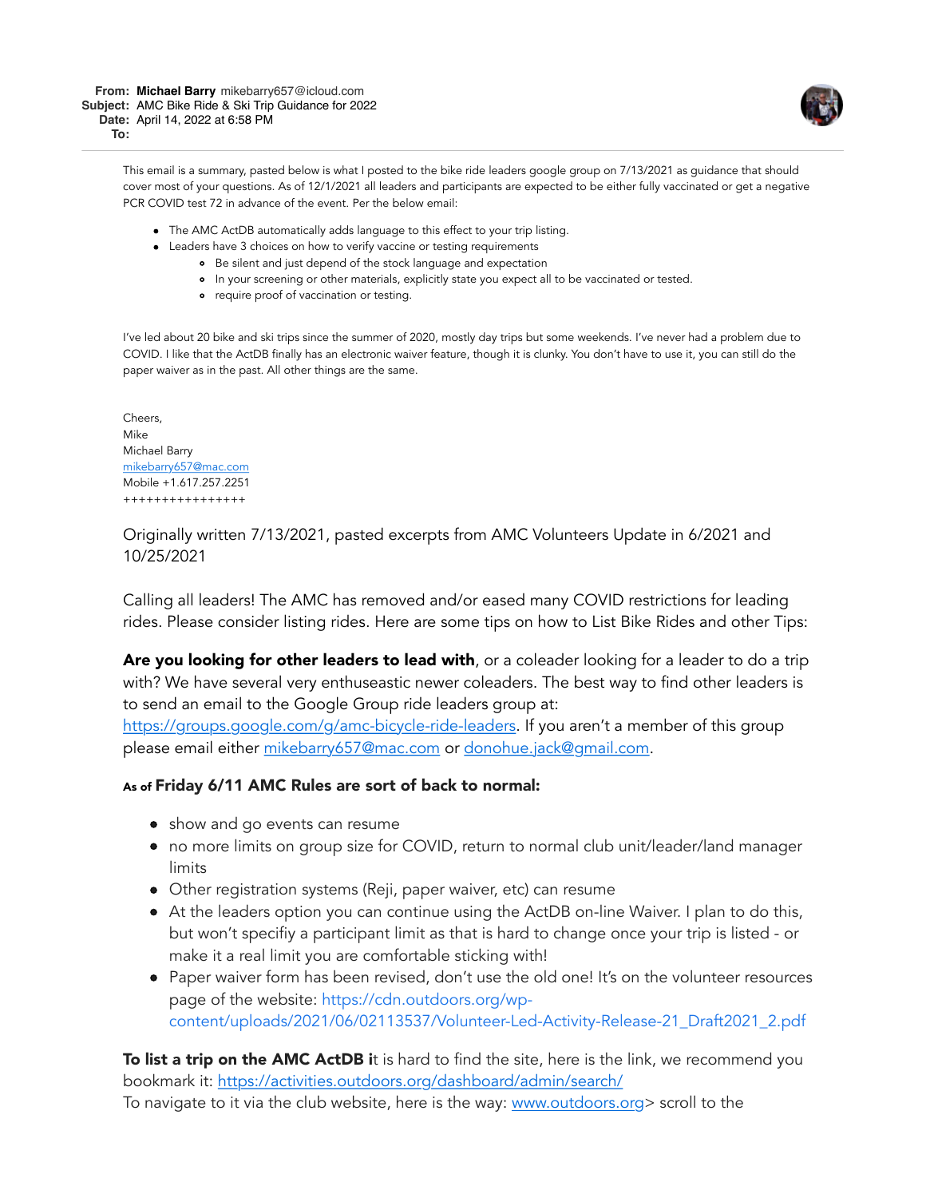**From:** **Michael Barry** mikebarry657@icloud.com
**Subject:** AMC Bike Ride & Ski Trip Guidance for 2022
**Date:** April 14, 2022 at 6:58 PM
**To:**

This email is a summary, pasted below is what I posted to the bike ride leaders google group on 7/13/2021 as guidance that should cover most of your questions. As of 12/1/2021 all leaders and participants are expected to be either fully vaccinated or get a negative PCR COVID test 72 in advance of the event. Per the below email:

- The AMC ActDB automatically adds language to this effect to your trip listing.
- Leaders have 3 choices on how to verify vaccine or testing requirements
  - Be silent and just depend of the stock language and expectation
  - In your screening or other materials, explicitly state you expect all to be vaccinated or tested.
  - require proof of vaccination or testing.

I've led about 20 bike and ski trips since the summer of 2020, mostly day trips but some weekends. I've never had a problem due to COVID. I like that the ActDB finally has an electronic waiver feature, though it is clunky. You don't have to use it, you can still do the paper waiver as in the past. All other things are the same.

Cheers,
Mike
Michael Barry
mikebarry657@mac.com
Mobile +1.617.257.2251
++++++++++++++++

Originally written 7/13/2021, pasted excerpts from AMC Volunteers Update in 6/2021 and 10/25/2021

Calling all leaders! The AMC has removed and/or eased many COVID restrictions for leading rides. Please consider listing rides. Here are some tips on how to List Bike Rides and other Tips:

**Are you looking for other leaders to lead with**, or a coleader looking for a leader to do a trip with? We have several very enthuseastic newer coleaders. The best way to find other leaders is to send an email to the Google Group ride leaders group at: https://groups.google.com/g/amc-bicycle-ride-leaders. If you aren't a member of this group please email either mikebarry657@mac.com or donohue.jack@gmail.com.

**As of Friday 6/11 AMC Rules are sort of back to normal:**

- show and go events can resume
- no more limits on group size for COVID, return to normal club unit/leader/land manager limits
- Other registration systems (Reji, paper waiver, etc) can resume
- At the leaders option you can continue using the ActDB on-line Waiver. I plan to do this, but won't specifiy a participant limit as that is hard to change once your trip is listed - or make it a real limit you are comfortable sticking with!
- Paper waiver form has been revised, don't use the old one! It's on the volunteer resources page of the website: https://cdn.outdoors.org/wp-content/uploads/2021/06/02113537/Volunteer-Led-Activity-Release-21_Draft2021_2.pdf

**To list a trip on the AMC ActDB i**t is hard to find the site, here is the link, we recommend you bookmark it: https://activities.outdoors.org/dashboard/admin/search/
To navigate to it via the club website, here is the way: www.outdoors.org> scroll to the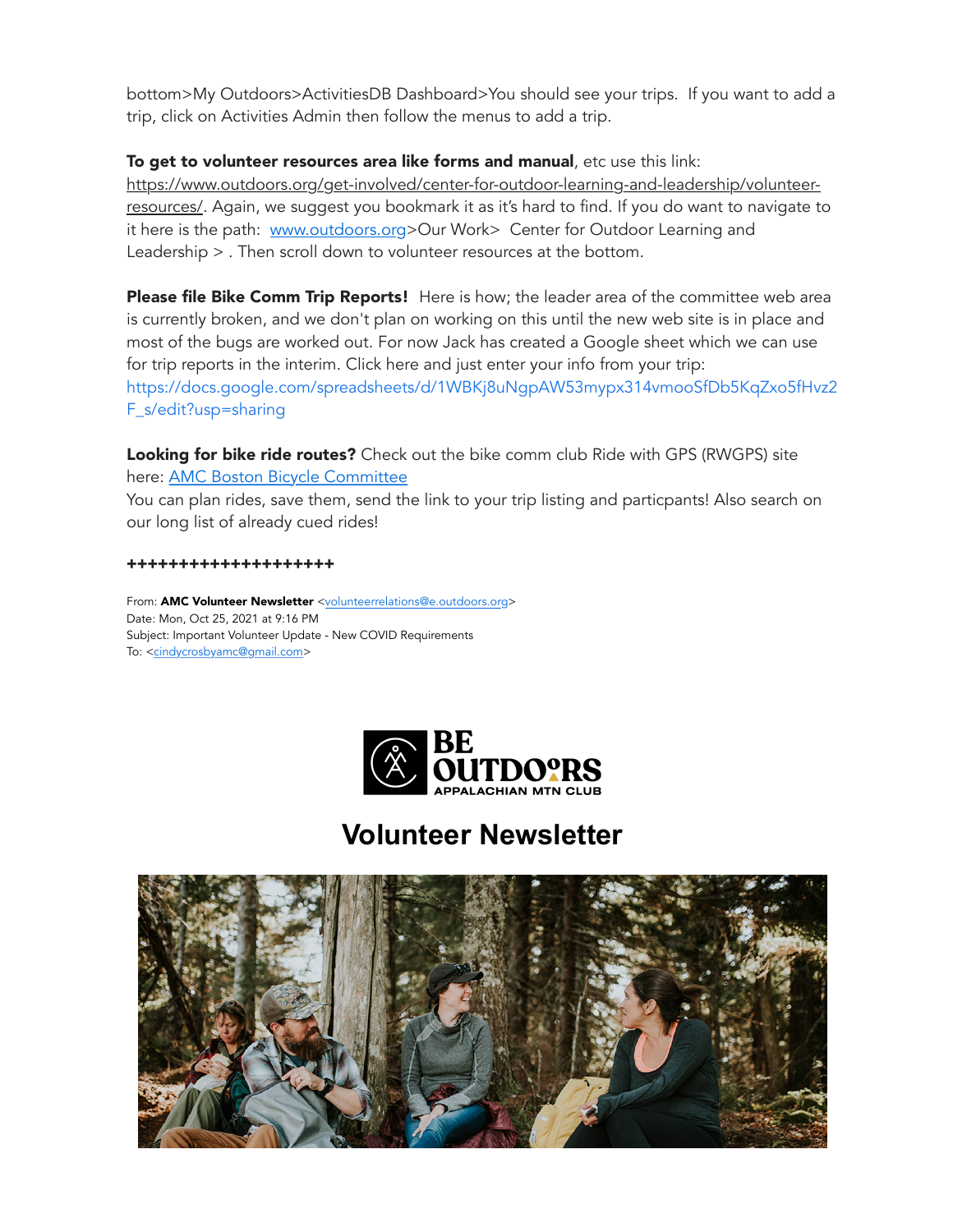bottom>My Outdoors>ActivitiesDB Dashboard>You should see your trips. If you want to add a trip, click on Activities Admin then follow the menus to add a trip.

**To get to volunteer resources area like forms and manual**, etc use this link: https://www.outdoors.org/get-involved/center-for-outdoor-learning-and-leadership/volunteer-resources/. Again, we suggest you bookmark it as it's hard to find. If you do want to navigate to it here is the path: www.outdoors.org>Our Work> Center for Outdoor Learning and Leadership > . Then scroll down to volunteer resources at the bottom.

**Please file Bike Comm Trip Reports!** Here is how; the leader area of the committee web area is currently broken, and we don't plan on working on this until the new web site is in place and most of the bugs are worked out. For now Jack has created a Google sheet which we can use for trip reports in the interim. Click here and just enter your info from your trip: https://docs.google.com/spreadsheets/d/1WBKj8uNgpAW53mypx314vmooSfDb5KqZxo5fHvz2F_s/edit?usp=sharing

**Looking for bike ride routes?** Check out the bike comm club Ride with GPS (RWGPS) site here: AMC Boston Bicycle Committee
You can plan rides, save them, send the link to your trip listing and particpants! Also search on our long list of already cued rides!

**++++++++++++++++++++**

From: **AMC Volunteer Newsletter** <volunteerrelations@e.outdoors.org>
Date: Mon, Oct 25, 2021 at 9:16 PM
Subject: Important Volunteer Update - New COVID Requirements
To: <cindycrosbyamc@gmail.com>

BE OUTDOORS
APPALACHIAN MTN CLUB

# Volunteer Newsletter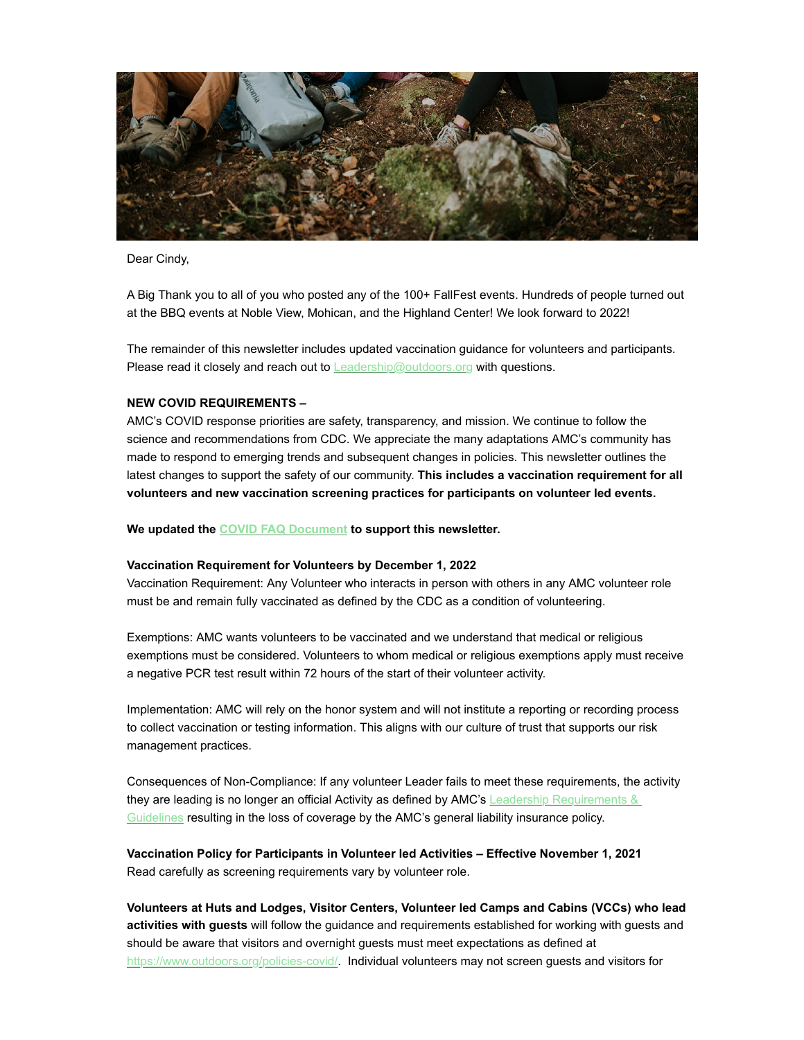Dear Cindy,

A Big Thank you to all of you who posted any of the 100+ FallFest events. Hundreds of people turned out at the BBQ events at Noble View, Mohican, and the Highland Center! We look forward to 2022!

The remainder of this newsletter includes updated vaccination guidance for volunteers and participants. Please read it closely and reach out to [Leadership@outdoors.org](mailto:Leadership@outdoors.org) with questions.

**NEW COVID REQUIREMENTS –**

AMC's COVID response priorities are safety, transparency, and mission. We continue to follow the science and recommendations from CDC. We appreciate the many adaptations AMC's community has made to respond to emerging trends and subsequent changes in policies. This newsletter outlines the latest changes to support the safety of our community. **This includes a vaccination requirement for all volunteers and new vaccination screening practices for participants on volunteer led events.**

**We updated the COVID FAQ Document to support this newsletter.**

**Vaccination Requirement for Volunteers by December 1, 2022**

Vaccination Requirement: Any Volunteer who interacts in person with others in any AMC volunteer role must be and remain fully vaccinated as defined by the CDC as a condition of volunteering.

Exemptions: AMC wants volunteers to be vaccinated and we understand that medical or religious exemptions must be considered. Volunteers to whom medical or religious exemptions apply must receive a negative PCR test result within 72 hours of the start of their volunteer activity.

Implementation: AMC will rely on the honor system and will not institute a reporting or recording process to collect vaccination or testing information. This aligns with our culture of trust that supports our risk management practices.

Consequences of Non-Compliance: If any volunteer Leader fails to meet these requirements, the activity they are leading is no longer an official Activity as defined by AMC's Leadership Requirements & Guidelines resulting in the loss of coverage by the AMC's general liability insurance policy.

**Vaccination Policy for Participants in Volunteer led Activities – Effective November 1, 2021**

Read carefully as screening requirements vary by volunteer role.

**Volunteers at Huts and Lodges, Visitor Centers, Volunteer led Camps and Cabins (VCCs) who lead activities with guests** will follow the guidance and requirements established for working with guests and should be aware that visitors and overnight guests must meet expectations as defined at https://www.outdoors.org/policies-covid/. Individual volunteers may not screen guests and visitors for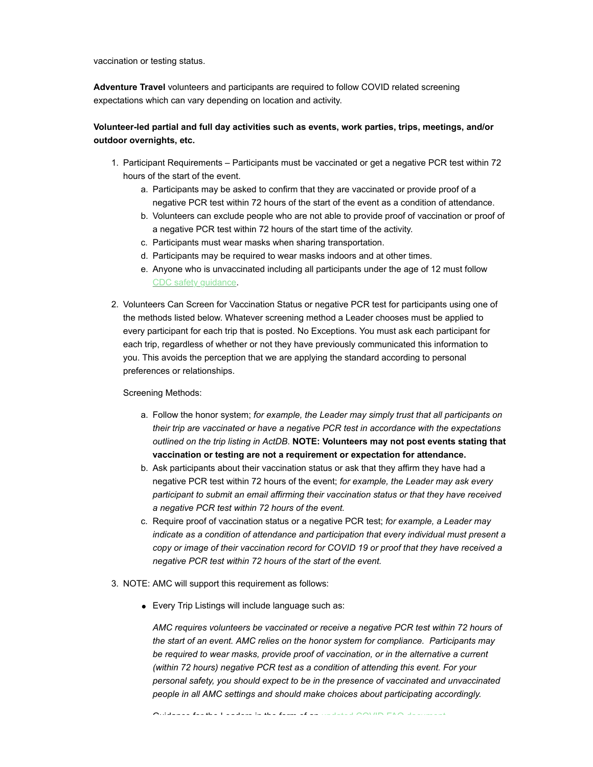vaccination or testing status.

**Adventure Travel** volunteers and participants are required to follow COVID related screening expectations which can vary depending on location and activity.

**Volunteer-led partial and full day activities such as events, work parties, trips, meetings, and/or outdoor overnights, etc.**

1. Participant Requirements – Participants must be vaccinated or get a negative PCR test within 72 hours of the start of the event.
   a. Participants may be asked to confirm that they are vaccinated or provide proof of a negative PCR test within 72 hours of the start of the event as a condition of attendance.
   b. Volunteers can exclude people who are not able to provide proof of vaccination or proof of a negative PCR test within 72 hours of the start time of the activity.
   c. Participants must wear masks when sharing transportation.
   d. Participants may be required to wear masks indoors and at other times.
   e. Anyone who is unvaccinated including all participants under the age of 12 must follow CDC safety guidance.

2. Volunteers Can Screen for Vaccination Status or negative PCR test for participants using one of the methods listed below. Whatever screening method a Leader chooses must be applied to every participant for each trip that is posted. No Exceptions. You must ask each participant for each trip, regardless of whether or not they have previously communicated this information to you. This avoids the perception that we are applying the standard according to personal preferences or relationships.

   Screening Methods:

   a. Follow the honor system; *for example, the Leader may simply trust that all participants on their trip are vaccinated or have a negative PCR test in accordance with the expectations outlined on the trip listing in ActDB*. **NOTE: Volunteers may not post events stating that vaccination or testing are not a requirement or expectation for attendance.**
   b. Ask participants about their vaccination status or ask that they affirm they have had a negative PCR test within 72 hours of the event; *for example, the Leader may ask every participant to submit an email affirming their vaccination status or that they have received a negative PCR test within 72 hours of the event.*
   c. Require proof of vaccination status or a negative PCR test; *for example, a Leader may indicate as a condition of attendance and participation that every individual must present a copy or image of their vaccination record for COVID 19 or proof that they have received a negative PCR test within 72 hours of the start of the event.*

3. NOTE: AMC will support this requirement as follows:

   - Every Trip Listings will include language such as:

     *AMC requires volunteers be vaccinated or receive a negative PCR test within 72 hours of the start of an event. AMC relies on the honor system for compliance. Participants may be required to wear masks, provide proof of vaccination, or in the alternative a current (within 72 hours) negative PCR test as a condition of attending this event. For your personal safety, you should expect to be in the presence of vaccinated and unvaccinated people in all AMC settings and should make choices about participating accordingly.*

   - Guidance for the Leaders in the form of an updated COVID FAQ document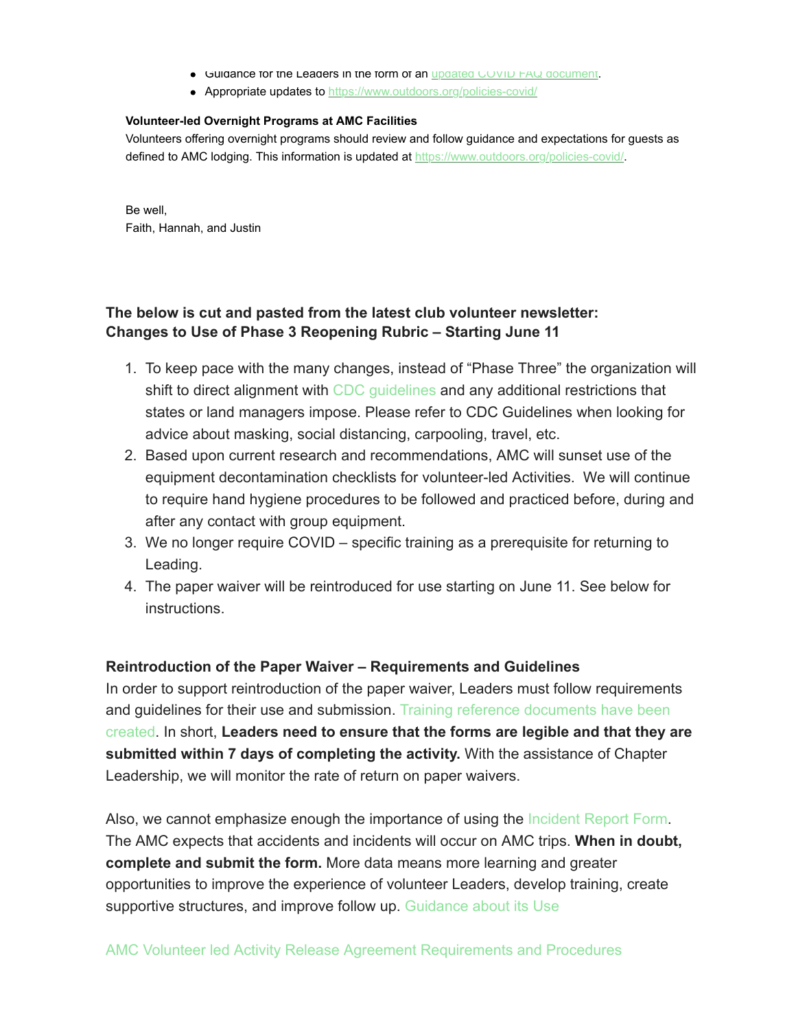- Guidance for the Leaders in the form of an updated COVID FAQ document.
- Appropriate updates to https://www.outdoors.org/policies-covid/

**Volunteer-led Overnight Programs at AMC Facilities**

Volunteers offering overnight programs should review and follow guidance and expectations for guests as defined to AMC lodging. This information is updated at https://www.outdoors.org/policies-covid/.

Be well,
Faith, Hannah, and Justin

**The below is cut and pasted from the latest club volunteer newsletter:**
**Changes to Use of Phase 3 Reopening Rubric – Starting June 11**

1. To keep pace with the many changes, instead of "Phase Three" the organization will shift to direct alignment with CDC guidelines and any additional restrictions that states or land managers impose. Please refer to CDC Guidelines when looking for advice about masking, social distancing, carpooling, travel, etc.
2. Based upon current research and recommendations, AMC will sunset use of the equipment decontamination checklists for volunteer-led Activities. We will continue to require hand hygiene procedures to be followed and practiced before, during and after any contact with group equipment.
3. We no longer require COVID – specific training as a prerequisite for returning to Leading.
4. The paper waiver will be reintroduced for use starting on June 11. See below for instructions.

**Reintroduction of the Paper Waiver – Requirements and Guidelines**

In order to support reintroduction of the paper waiver, Leaders must follow requirements and guidelines for their use and submission. Training reference documents have been created. In short, **Leaders need to ensure that the forms are legible and that they are submitted within 7 days of completing the activity.** With the assistance of Chapter Leadership, we will monitor the rate of return on paper waivers.

Also, we cannot emphasize enough the importance of using the Incident Report Form. The AMC expects that accidents and incidents will occur on AMC trips. **When in doubt, complete and submit the form.** More data means more learning and greater opportunities to improve the experience of volunteer Leaders, develop training, create supportive structures, and improve follow up. Guidance about its Use

AMC Volunteer led Activity Release Agreement Requirements and Procedures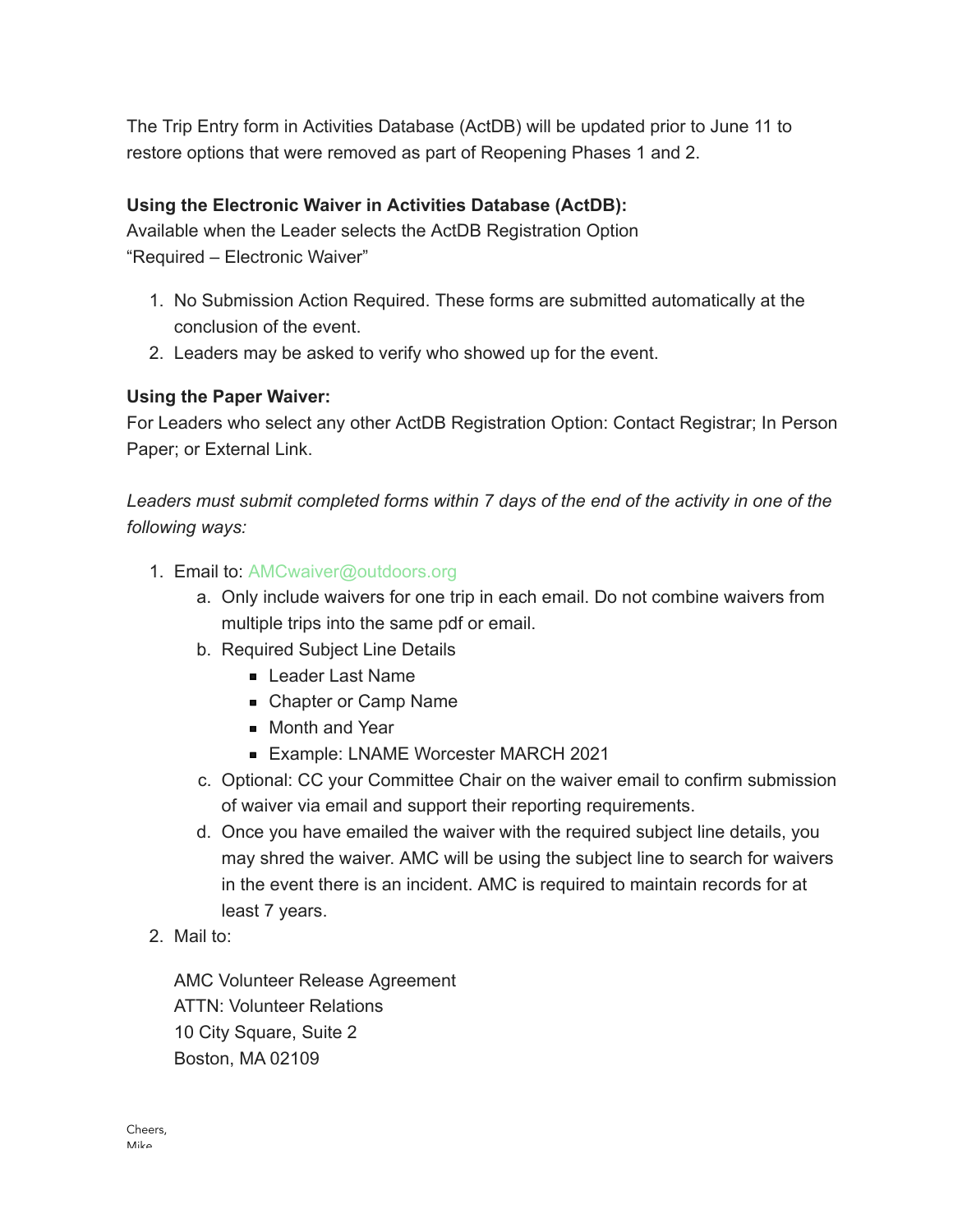The Trip Entry form in Activities Database (ActDB) will be updated prior to June 11 to restore options that were removed as part of Reopening Phases 1 and 2.

**Using the Electronic Waiver in Activities Database (ActDB):**
Available when the Leader selects the ActDB Registration Option "Required – Electronic Waiver"

1. No Submission Action Required. These forms are submitted automatically at the conclusion of the event.
2. Leaders may be asked to verify who showed up for the event.

**Using the Paper Waiver:**
For Leaders who select any other ActDB Registration Option: Contact Registrar; In Person Paper; or External Link.

*Leaders must submit completed forms within 7 days of the end of the activity in one of the following ways:*

1. Email to: AMCwaiver@outdoors.org
    a. Only include waivers for one trip in each email. Do not combine waivers from multiple trips into the same pdf or email.
    b. Required Subject Line Details
        - Leader Last Name
        - Chapter or Camp Name
        - Month and Year
        - Example: LNAME Worcester MARCH 2021
    c. Optional: CC your Committee Chair on the waiver email to confirm submission of waiver via email and support their reporting requirements.
    d. Once you have emailed the waiver with the required subject line details, you may shred the waiver. AMC will be using the subject line to search for waivers in the event there is an incident. AMC is required to maintain records for at least 7 years.
2. Mail to:

    AMC Volunteer Release Agreement
    ATTN: Volunteer Relations
    10 City Square, Suite 2
    Boston, MA 02109

Cheers,
Mike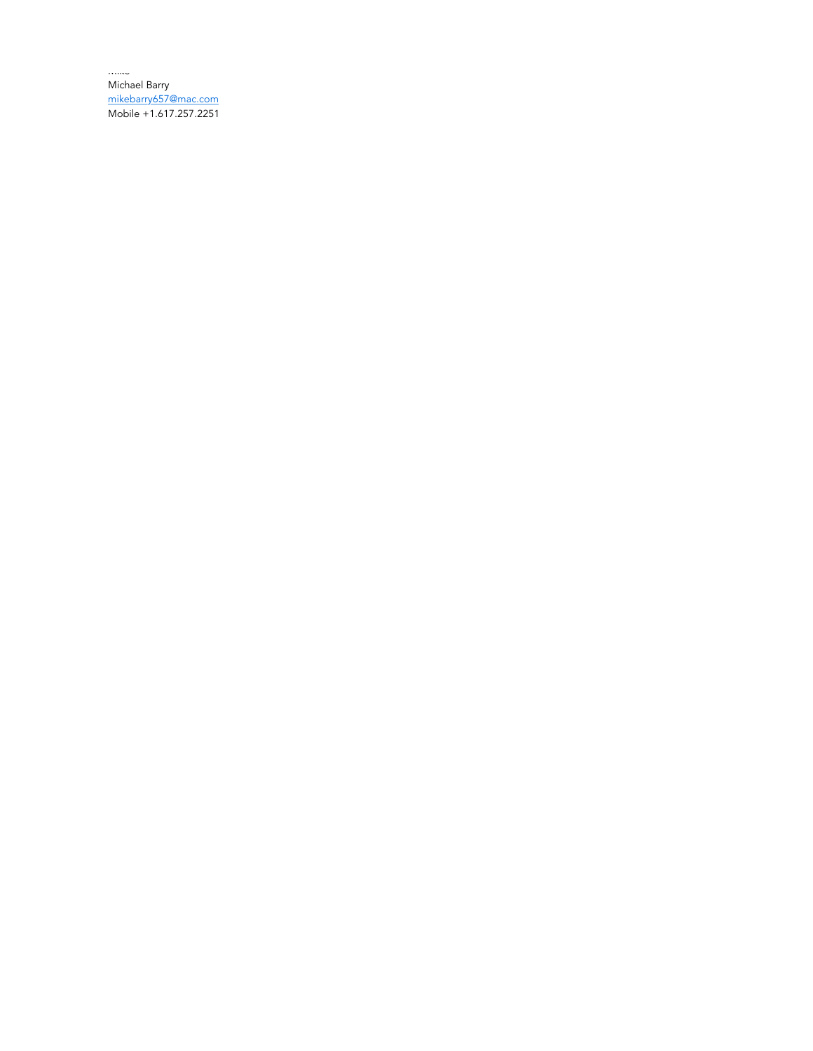Mike
Michael Barry
mikebarry657@mac.com
Mobile +1.617.257.2251